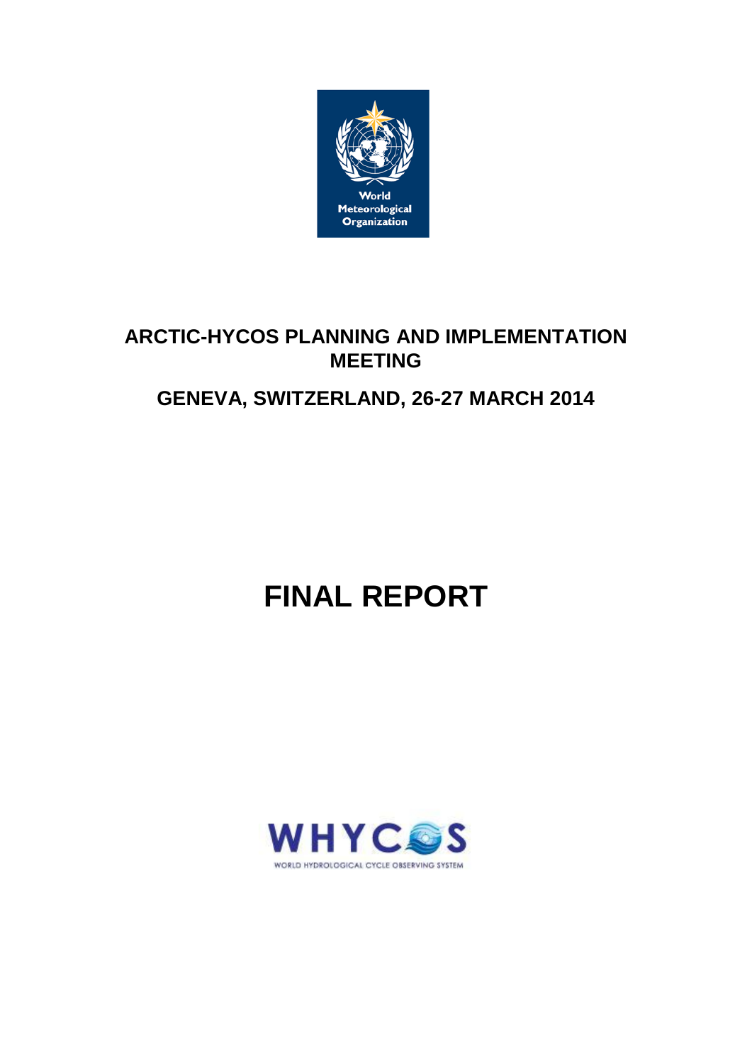World Meteorological Organization

# ARCTIC-HYCOS PLANNING AND IMPLEMENTATION MEETING

## GENEVA, SWITZERLAND, 26-27 MARCH 2014

# FINAL REPORT

WHYCOS

WORLD HYDROLOGICAL CYCLE OBSERVING SYSTEM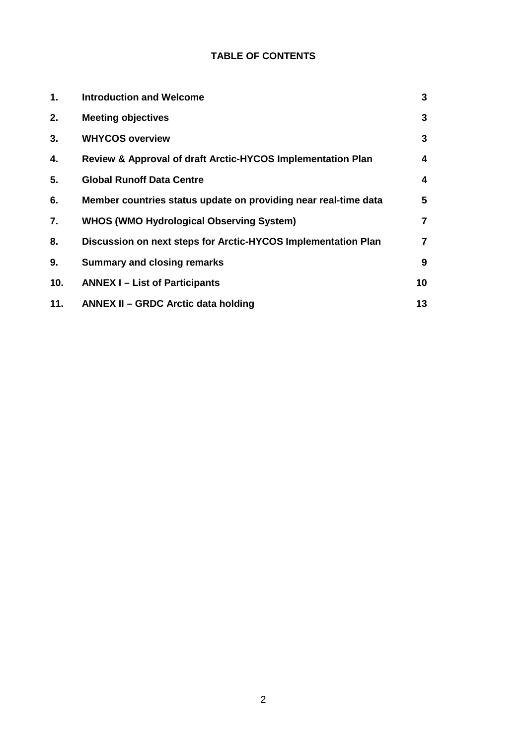**TABLE OF CONTENTS**

| | | |
|---|---|---|
| **1.** | **Introduction and Welcome** | **3** |
| **2.** | **Meeting objectives** | **3** |
| **3.** | **WHYCOS overview** | **3** |
| **4.** | **Review & Approval of draft Arctic-HYCOS Implementation Plan** | **4** |
| **5.** | **Global Runoff Data Centre** | **4** |
| **6.** | **Member countries status update on providing near real-time data** | **5** |
| **7.** | **WHOS (WMO Hydrological Observing System)** | **7** |
| **8.** | **Discussion on next steps for Arctic-HYCOS Implementation Plan** | **7** |
| **9.** | **Summary and closing remarks** | **9** |
| **10.** | **ANNEX I – List of Participants** | **10** |
| **11.** | **ANNEX II – GRDC Arctic data holding** | **13** |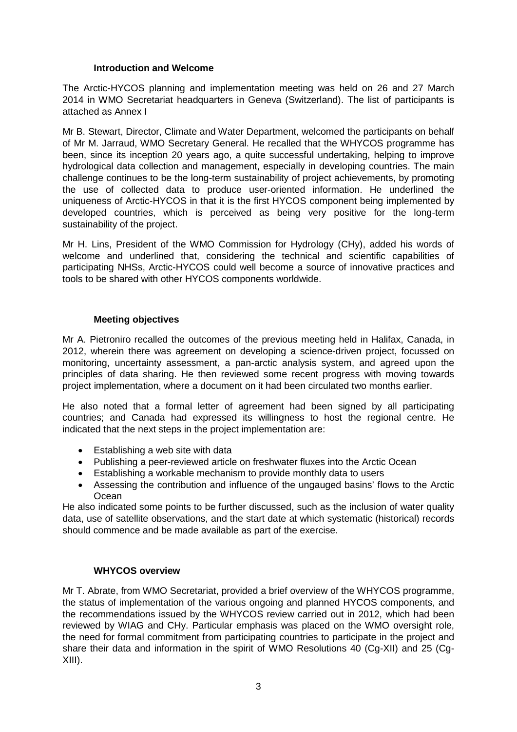## Introduction and Welcome

The Arctic-HYCOS planning and implementation meeting was held on 26 and 27 March 2014 in WMO Secretariat headquarters in Geneva (Switzerland). The list of participants is attached as Annex I

Mr B. Stewart, Director, Climate and Water Department, welcomed the participants on behalf of Mr M. Jarraud, WMO Secretary General. He recalled that the WHYCOS programme has been, since its inception 20 years ago, a quite successful undertaking, helping to improve hydrological data collection and management, especially in developing countries. The main challenge continues to be the long-term sustainability of project achievements, by promoting the use of collected data to produce user-oriented information. He underlined the uniqueness of Arctic-HYCOS in that it is the first HYCOS component being implemented by developed countries, which is perceived as being very positive for the long-term sustainability of the project.

Mr H. Lins, President of the WMO Commission for Hydrology (CHy), added his words of welcome and underlined that, considering the technical and scientific capabilities of participating NHSs, Arctic-HYCOS could well become a source of innovative practices and tools to be shared with other HYCOS components worldwide.

## Meeting objectives

Mr A. Pietroniro recalled the outcomes of the previous meeting held in Halifax, Canada, in 2012, wherein there was agreement on developing a science-driven project, focussed on monitoring, uncertainty assessment, a pan-arctic analysis system, and agreed upon the principles of data sharing. He then reviewed some recent progress with moving towards project implementation, where a document on it had been circulated two months earlier.

He also noted that a formal letter of agreement had been signed by all participating countries; and Canada had expressed its willingness to host the regional centre. He indicated that the next steps in the project implementation are:

- Establishing a web site with data
- Publishing a peer-reviewed article on freshwater fluxes into the Arctic Ocean
- Establishing a workable mechanism to provide monthly data to users
- Assessing the contribution and influence of the ungauged basins' flows to the Arctic Ocean

He also indicated some points to be further discussed, such as the inclusion of water quality data, use of satellite observations, and the start date at which systematic (historical) records should commence and be made available as part of the exercise.

## WHYCOS overview

Mr T. Abrate, from WMO Secretariat, provided a brief overview of the WHYCOS programme, the status of implementation of the various ongoing and planned HYCOS components, and the recommendations issued by the WHYCOS review carried out in 2012, which had been reviewed by WIAG and CHy. Particular emphasis was placed on the WMO oversight role, the need for formal commitment from participating countries to participate in the project and share their data and information in the spirit of WMO Resolutions 40 (Cg-XII) and 25 (Cg-XIII).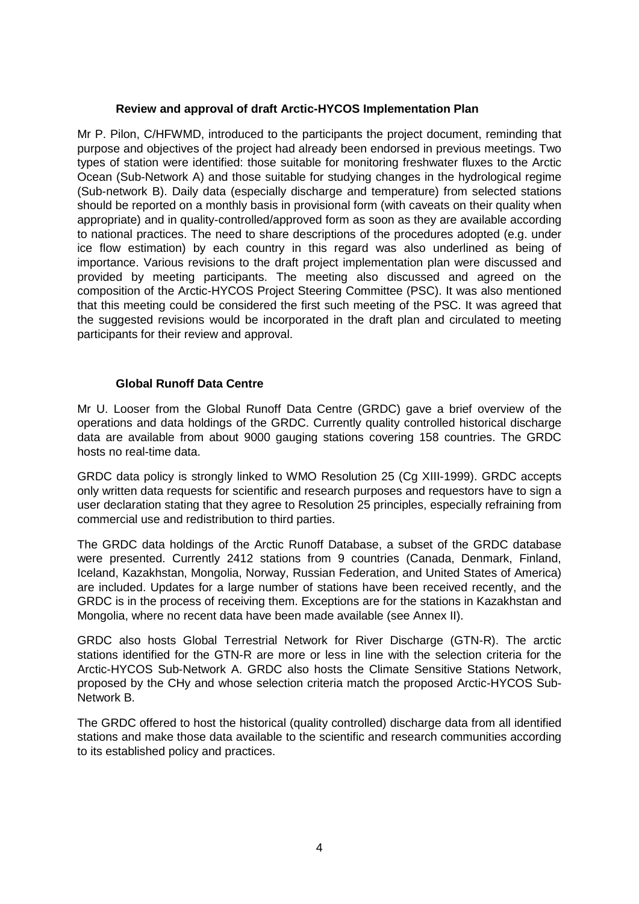### Review and approval of draft Arctic-HYCOS Implementation Plan

Mr P. Pilon, C/HFWMD, introduced to the participants the project document, reminding that purpose and objectives of the project had already been endorsed in previous meetings. Two types of station were identified: those suitable for monitoring freshwater fluxes to the Arctic Ocean (Sub-Network A) and those suitable for studying changes in the hydrological regime (Sub-network B). Daily data (especially discharge and temperature) from selected stations should be reported on a monthly basis in provisional form (with caveats on their quality when appropriate) and in quality-controlled/approved form as soon as they are available according to national practices. The need to share descriptions of the procedures adopted (e.g. under ice flow estimation) by each country in this regard was also underlined as being of importance. Various revisions to the draft project implementation plan were discussed and provided by meeting participants. The meeting also discussed and agreed on the composition of the Arctic-HYCOS Project Steering Committee (PSC). It was also mentioned that this meeting could be considered the first such meeting of the PSC. It was agreed that the suggested revisions would be incorporated in the draft plan and circulated to meeting participants for their review and approval.

### Global Runoff Data Centre

Mr U. Looser from the Global Runoff Data Centre (GRDC) gave a brief overview of the operations and data holdings of the GRDC. Currently quality controlled historical discharge data are available from about 9000 gauging stations covering 158 countries. The GRDC hosts no real-time data.

GRDC data policy is strongly linked to WMO Resolution 25 (Cg XIII-1999). GRDC accepts only written data requests for scientific and research purposes and requestors have to sign a user declaration stating that they agree to Resolution 25 principles, especially refraining from commercial use and redistribution to third parties.

The GRDC data holdings of the Arctic Runoff Database, a subset of the GRDC database were presented. Currently 2412 stations from 9 countries (Canada, Denmark, Finland, Iceland, Kazakhstan, Mongolia, Norway, Russian Federation, and United States of America) are included. Updates for a large number of stations have been received recently, and the GRDC is in the process of receiving them. Exceptions are for the stations in Kazakhstan and Mongolia, where no recent data have been made available (see Annex II).

GRDC also hosts Global Terrestrial Network for River Discharge (GTN-R). The arctic stations identified for the GTN-R are more or less in line with the selection criteria for the Arctic-HYCOS Sub-Network A. GRDC also hosts the Climate Sensitive Stations Network, proposed by the CHy and whose selection criteria match the proposed Arctic-HYCOS Sub-Network B.

The GRDC offered to host the historical (quality controlled) discharge data from all identified stations and make those data available to the scientific and research communities according to its established policy and practices.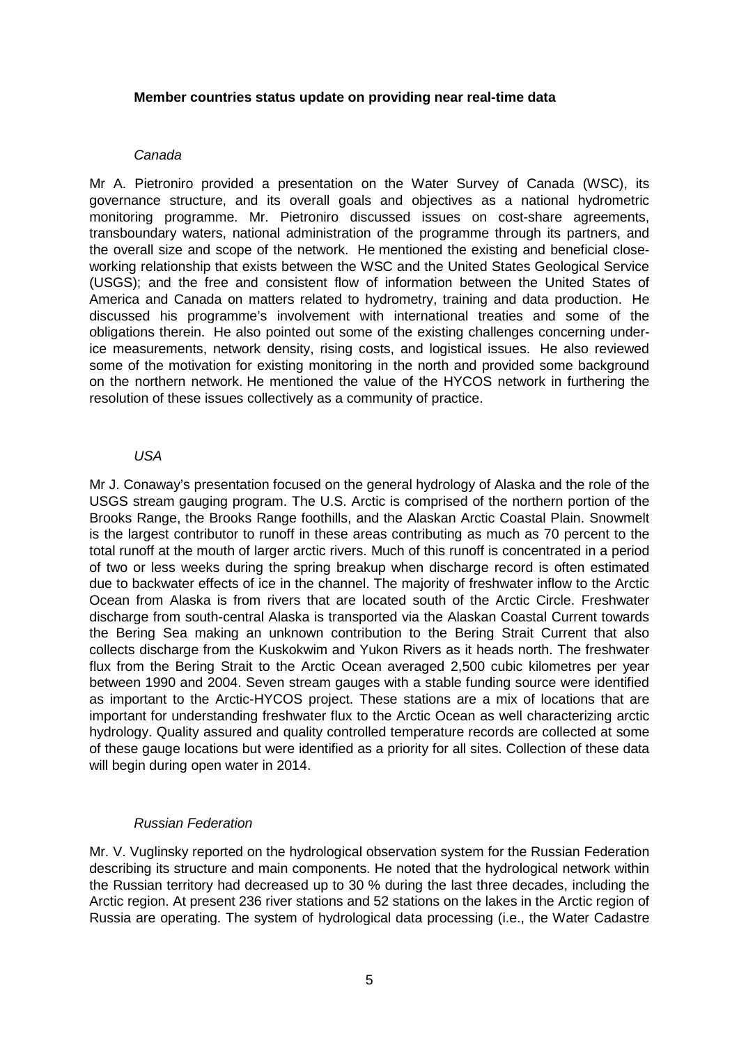**Member countries status update on providing near real-time data**

*Canada*

Mr A. Pietroniro provided a presentation on the Water Survey of Canada (WSC), its governance structure, and its overall goals and objectives as a national hydrometric monitoring programme. Mr. Pietroniro discussed issues on cost-share agreements, transboundary waters, national administration of the programme through its partners, and the overall size and scope of the network. He mentioned the existing and beneficial close-working relationship that exists between the WSC and the United States Geological Service (USGS); and the free and consistent flow of information between the United States of America and Canada on matters related to hydrometry, training and data production. He discussed his programme's involvement with international treaties and some of the obligations therein. He also pointed out some of the existing challenges concerning under-ice measurements, network density, rising costs, and logistical issues. He also reviewed some of the motivation for existing monitoring in the north and provided some background on the northern network. He mentioned the value of the HYCOS network in furthering the resolution of these issues collectively as a community of practice.

*USA*

Mr J. Conaway's presentation focused on the general hydrology of Alaska and the role of the USGS stream gauging program. The U.S. Arctic is comprised of the northern portion of the Brooks Range, the Brooks Range foothills, and the Alaskan Arctic Coastal Plain. Snowmelt is the largest contributor to runoff in these areas contributing as much as 70 percent to the total runoff at the mouth of larger arctic rivers. Much of this runoff is concentrated in a period of two or less weeks during the spring breakup when discharge record is often estimated due to backwater effects of ice in the channel. The majority of freshwater inflow to the Arctic Ocean from Alaska is from rivers that are located south of the Arctic Circle. Freshwater discharge from south-central Alaska is transported via the Alaskan Coastal Current towards the Bering Sea making an unknown contribution to the Bering Strait Current that also collects discharge from the Kuskokwim and Yukon Rivers as it heads north. The freshwater flux from the Bering Strait to the Arctic Ocean averaged 2,500 cubic kilometres per year between 1990 and 2004. Seven stream gauges with a stable funding source were identified as important to the Arctic-HYCOS project. These stations are a mix of locations that are important for understanding freshwater flux to the Arctic Ocean as well characterizing arctic hydrology. Quality assured and quality controlled temperature records are collected at some of these gauge locations but were identified as a priority for all sites. Collection of these data will begin during open water in 2014.

*Russian Federation*

Mr. V. Vuglinsky reported on the hydrological observation system for the Russian Federation describing its structure and main components. He noted that the hydrological network within the Russian territory had decreased up to 30 % during the last three decades, including the Arctic region. At present 236 river stations and 52 stations on the lakes in the Arctic region of Russia are operating. The system of hydrological data processing (i.e., the Water Cadastre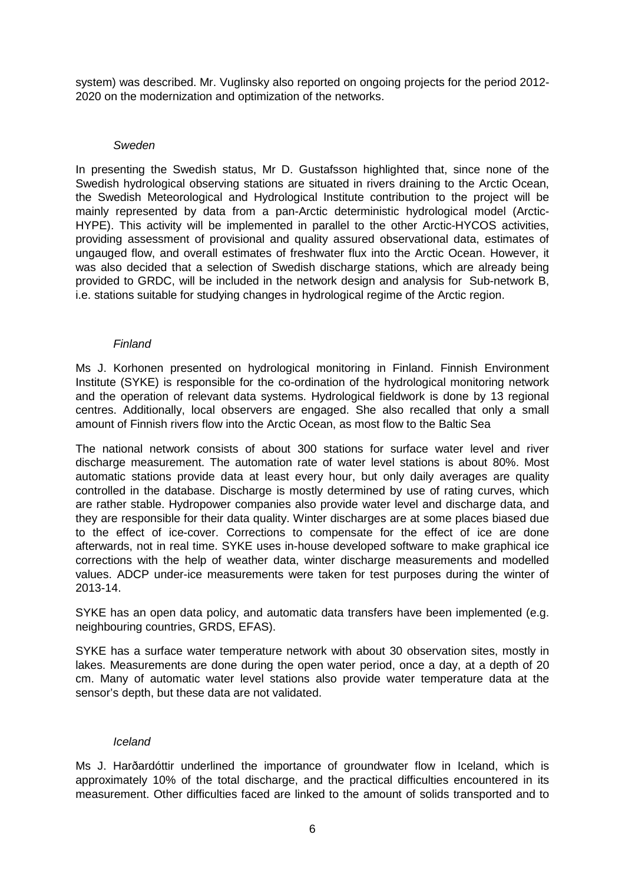system) was described. Mr. Vuglinsky also reported on ongoing projects for the period 2012-2020 on the modernization and optimization of the networks.

*Sweden*

In presenting the Swedish status, Mr D. Gustafsson highlighted that, since none of the Swedish hydrological observing stations are situated in rivers draining to the Arctic Ocean, the Swedish Meteorological and Hydrological Institute contribution to the project will be mainly represented by data from a pan-Arctic deterministic hydrological model (Arctic-HYPE). This activity will be implemented in parallel to the other Arctic-HYCOS activities, providing assessment of provisional and quality assured observational data, estimates of ungauged flow, and overall estimates of freshwater flux into the Arctic Ocean. However, it was also decided that a selection of Swedish discharge stations, which are already being provided to GRDC, will be included in the network design and analysis for Sub-network B, i.e. stations suitable for studying changes in hydrological regime of the Arctic region.

*Finland*

Ms J. Korhonen presented on hydrological monitoring in Finland. Finnish Environment Institute (SYKE) is responsible for the co-ordination of the hydrological monitoring network and the operation of relevant data systems. Hydrological fieldwork is done by 13 regional centres. Additionally, local observers are engaged. She also recalled that only a small amount of Finnish rivers flow into the Arctic Ocean, as most flow to the Baltic Sea

The national network consists of about 300 stations for surface water level and river discharge measurement. The automation rate of water level stations is about 80%. Most automatic stations provide data at least every hour, but only daily averages are quality controlled in the database. Discharge is mostly determined by use of rating curves, which are rather stable. Hydropower companies also provide water level and discharge data, and they are responsible for their data quality. Winter discharges are at some places biased due to the effect of ice-cover. Corrections to compensate for the effect of ice are done afterwards, not in real time. SYKE uses in-house developed software to make graphical ice corrections with the help of weather data, winter discharge measurements and modelled values. ADCP under-ice measurements were taken for test purposes during the winter of 2013-14.

SYKE has an open data policy, and automatic data transfers have been implemented (e.g. neighbouring countries, GRDS, EFAS).

SYKE has a surface water temperature network with about 30 observation sites, mostly in lakes. Measurements are done during the open water period, once a day, at a depth of 20 cm. Many of automatic water level stations also provide water temperature data at the sensor's depth, but these data are not validated.

*Iceland*

Ms J. Harðardóttir underlined the importance of groundwater flow in Iceland, which is approximately 10% of the total discharge, and the practical difficulties encountered in its measurement. Other difficulties faced are linked to the amount of solids transported and to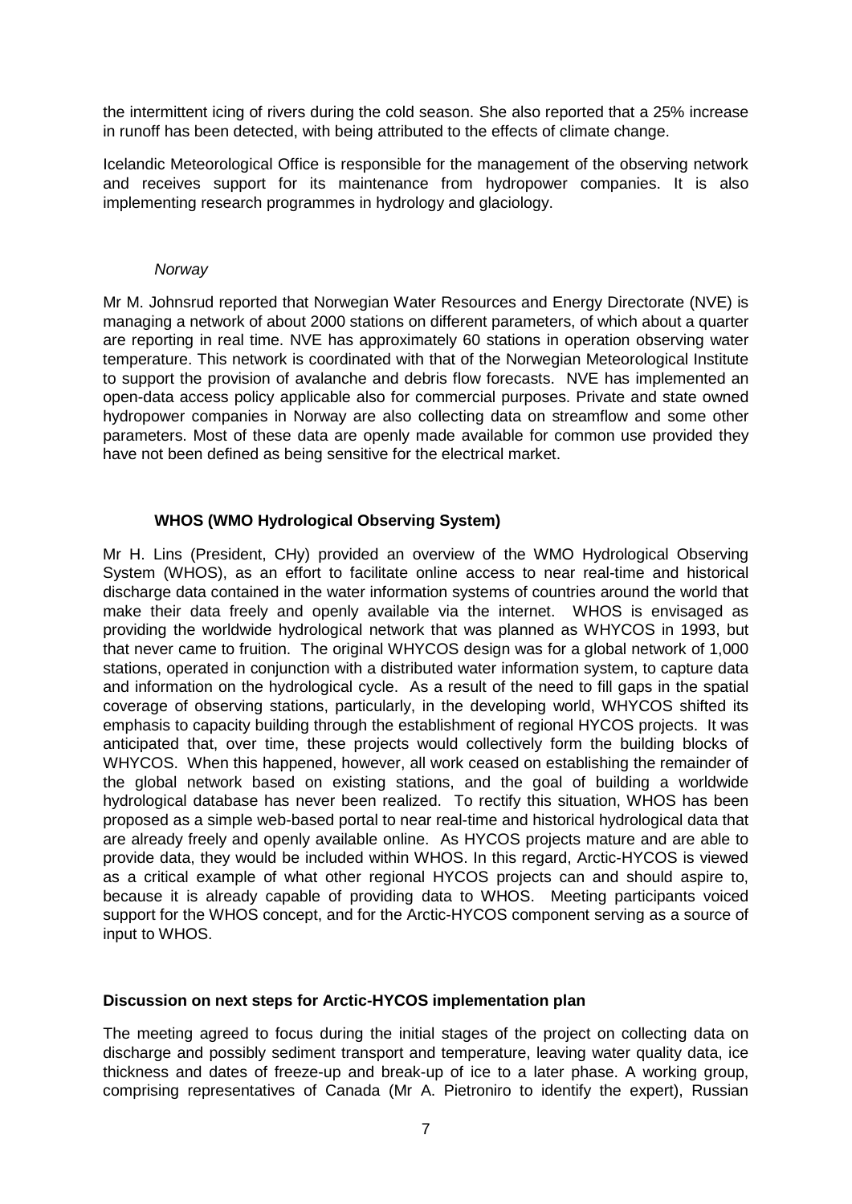the intermittent icing of rivers during the cold season. She also reported that a 25% increase in runoff has been detected, with being attributed to the effects of climate change.

Icelandic Meteorological Office is responsible for the management of the observing network and receives support for its maintenance from hydropower companies. It is also implementing research programmes in hydrology and glaciology.

*Norway*

Mr M. Johnsrud reported that Norwegian Water Resources and Energy Directorate (NVE) is managing a network of about 2000 stations on different parameters, of which about a quarter are reporting in real time. NVE has approximately 60 stations in operation observing water temperature. This network is coordinated with that of the Norwegian Meteorological Institute to support the provision of avalanche and debris flow forecasts. NVE has implemented an open-data access policy applicable also for commercial purposes. Private and state owned hydropower companies in Norway are also collecting data on streamflow and some other parameters. Most of these data are openly made available for common use provided they have not been defined as being sensitive for the electrical market.

**WHOS (WMO Hydrological Observing System)**

Mr H. Lins (President, CHy) provided an overview of the WMO Hydrological Observing System (WHOS), as an effort to facilitate online access to near real-time and historical discharge data contained in the water information systems of countries around the world that make their data freely and openly available via the internet. WHOS is envisaged as providing the worldwide hydrological network that was planned as WHYCOS in 1993, but that never came to fruition. The original WHYCOS design was for a global network of 1,000 stations, operated in conjunction with a distributed water information system, to capture data and information on the hydrological cycle. As a result of the need to fill gaps in the spatial coverage of observing stations, particularly, in the developing world, WHYCOS shifted its emphasis to capacity building through the establishment of regional HYCOS projects. It was anticipated that, over time, these projects would collectively form the building blocks of WHYCOS. When this happened, however, all work ceased on establishing the remainder of the global network based on existing stations, and the goal of building a worldwide hydrological database has never been realized. To rectify this situation, WHOS has been proposed as a simple web-based portal to near real-time and historical hydrological data that are already freely and openly available online. As HYCOS projects mature and are able to provide data, they would be included within WHOS. In this regard, Arctic-HYCOS is viewed as a critical example of what other regional HYCOS projects can and should aspire to, because it is already capable of providing data to WHOS. Meeting participants voiced support for the WHOS concept, and for the Arctic-HYCOS component serving as a source of input to WHOS.

**Discussion on next steps for Arctic-HYCOS implementation plan**

The meeting agreed to focus during the initial stages of the project on collecting data on discharge and possibly sediment transport and temperature, leaving water quality data, ice thickness and dates of freeze-up and break-up of ice to a later phase. A working group, comprising representatives of Canada (Mr A. Pietroniro to identify the expert), Russian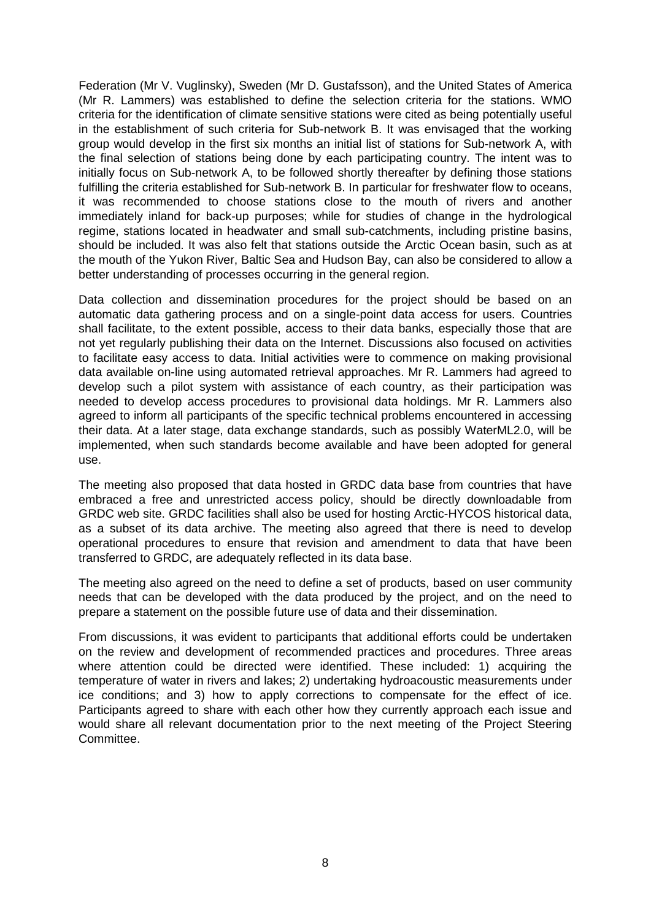Federation (Mr V. Vuglinsky), Sweden (Mr D. Gustafsson), and the United States of America (Mr R. Lammers) was established to define the selection criteria for the stations. WMO criteria for the identification of climate sensitive stations were cited as being potentially useful in the establishment of such criteria for Sub-network B. It was envisaged that the working group would develop in the first six months an initial list of stations for Sub-network A, with the final selection of stations being done by each participating country. The intent was to initially focus on Sub-network A, to be followed shortly thereafter by defining those stations fulfilling the criteria established for Sub-network B. In particular for freshwater flow to oceans, it was recommended to choose stations close to the mouth of rivers and another immediately inland for back-up purposes; while for studies of change in the hydrological regime, stations located in headwater and small sub-catchments, including pristine basins, should be included. It was also felt that stations outside the Arctic Ocean basin, such as at the mouth of the Yukon River, Baltic Sea and Hudson Bay, can also be considered to allow a better understanding of processes occurring in the general region.

Data collection and dissemination procedures for the project should be based on an automatic data gathering process and on a single-point data access for users. Countries shall facilitate, to the extent possible, access to their data banks, especially those that are not yet regularly publishing their data on the Internet. Discussions also focused on activities to facilitate easy access to data. Initial activities were to commence on making provisional data available on-line using automated retrieval approaches. Mr R. Lammers had agreed to develop such a pilot system with assistance of each country, as their participation was needed to develop access procedures to provisional data holdings. Mr R. Lammers also agreed to inform all participants of the specific technical problems encountered in accessing their data. At a later stage, data exchange standards, such as possibly WaterML2.0, will be implemented, when such standards become available and have been adopted for general use.

The meeting also proposed that data hosted in GRDC data base from countries that have embraced a free and unrestricted access policy, should be directly downloadable from GRDC web site. GRDC facilities shall also be used for hosting Arctic-HYCOS historical data, as a subset of its data archive. The meeting also agreed that there is need to develop operational procedures to ensure that revision and amendment to data that have been transferred to GRDC, are adequately reflected in its data base.

The meeting also agreed on the need to define a set of products, based on user community needs that can be developed with the data produced by the project, and on the need to prepare a statement on the possible future use of data and their dissemination.

From discussions, it was evident to participants that additional efforts could be undertaken on the review and development of recommended practices and procedures. Three areas where attention could be directed were identified. These included: 1) acquiring the temperature of water in rivers and lakes; 2) undertaking hydroacoustic measurements under ice conditions; and 3) how to apply corrections to compensate for the effect of ice. Participants agreed to share with each other how they currently approach each issue and would share all relevant documentation prior to the next meeting of the Project Steering Committee.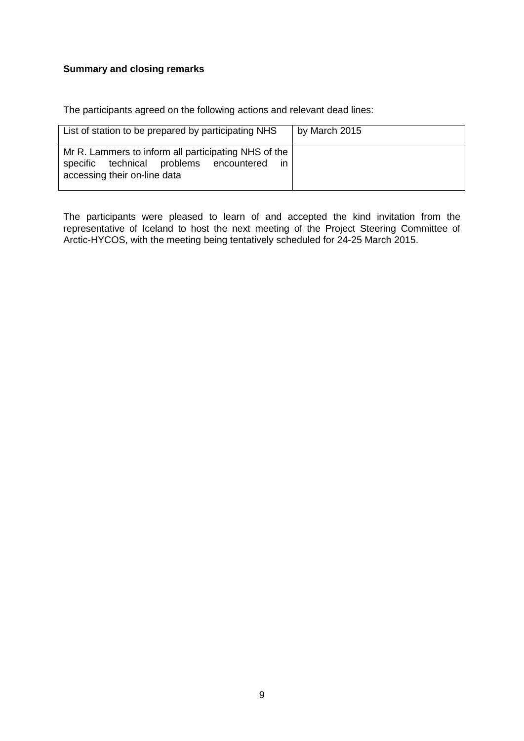**Summary and closing remarks**

The participants agreed on the following actions and relevant dead lines:

| | |
|---|---|
| List of station to be prepared by participating NHS | by March 2015 |
| Mr R. Lammers to inform all participating NHS of the specific technical problems encountered in accessing their on-line data | |

The participants were pleased to learn of and accepted the kind invitation from the representative of Iceland to host the next meeting of the Project Steering Committee of Arctic-HYCOS, with the meeting being tentatively scheduled for 24-25 March 2015.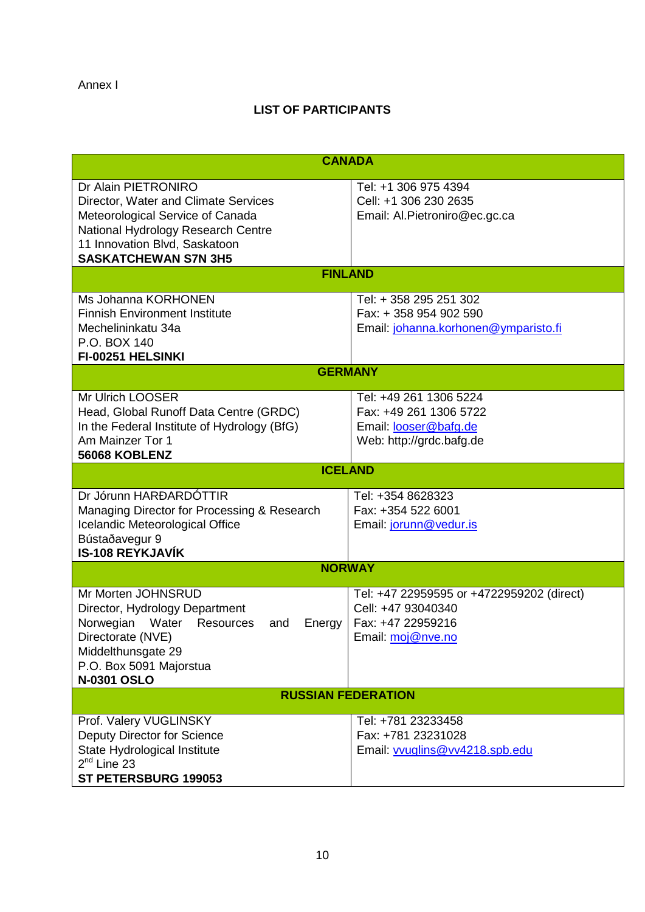Annex I

## LIST OF PARTICIPANTS

| CANADA | |
|---|---|
| Dr Alain PIETRONIRO<br>Director, Water and Climate Services<br>Meteorological Service of Canada<br>National Hydrology Research Centre<br>11 Innovation Blvd, Saskatoon<br>**SASKATCHEWAN S7N 3H5** | Tel: +1 306 975 4394<br>Cell: +1 306 230 2635<br>Email: Al.Pietroniro@ec.gc.ca |
| **FINLAND** | |
| Ms Johanna KORHONEN<br>Finnish Environment Institute<br>Mechelininkatu 34a<br>P.O. BOX 140<br>**FI-00251 HELSINKI** | Tel: + 358 295 251 302<br>Fax: + 358 954 902 590<br>Email: johanna.korhonen@ymparisto.fi |
| **GERMANY** | |
| Mr Ulrich LOOSER<br>Head, Global Runoff Data Centre (GRDC)<br>In the Federal Institute of Hydrology (BfG)<br>Am Mainzer Tor 1<br>**56068 KOBLENZ** | Tel: +49 261 1306 5224<br>Fax: +49 261 1306 5722<br>Email: looser@bafg.de<br>Web: http://grdc.bafg.de |
| **ICELAND** | |
| Dr Jórunn HARÐARDÓTTIR<br>Managing Director for Processing & Research<br>Icelandic Meteorological Office<br>Bústaðavegur 9<br>**IS-108 REYKJAVÍK** | Tel: +354 8628323<br>Fax: +354 522 6001<br>Email: jorunn@vedur.is |
| **NORWAY** | |
| Mr Morten JOHNSRUD<br>Director, Hydrology Department<br>Norwegian Water Resources and Energy Directorate (NVE)<br>Middelthunsgate 29<br>P.O. Box 5091 Majorstua<br>**N-0301 OSLO** | Tel: +47 22959595 or +4722959202 (direct)<br>Cell: +47 93040340<br>Fax: +47 22959216<br>Email: moj@nve.no |
| **RUSSIAN FEDERATION** | |
| Prof. Valery VUGLINSKY<br>Deputy Director for Science<br>State Hydrological Institute<br>2nd Line 23<br>**ST PETERSBURG 199053** | Tel: +781 23233458<br>Fax: +781 23231028<br>Email: vvuglins@vv4218.spb.edu |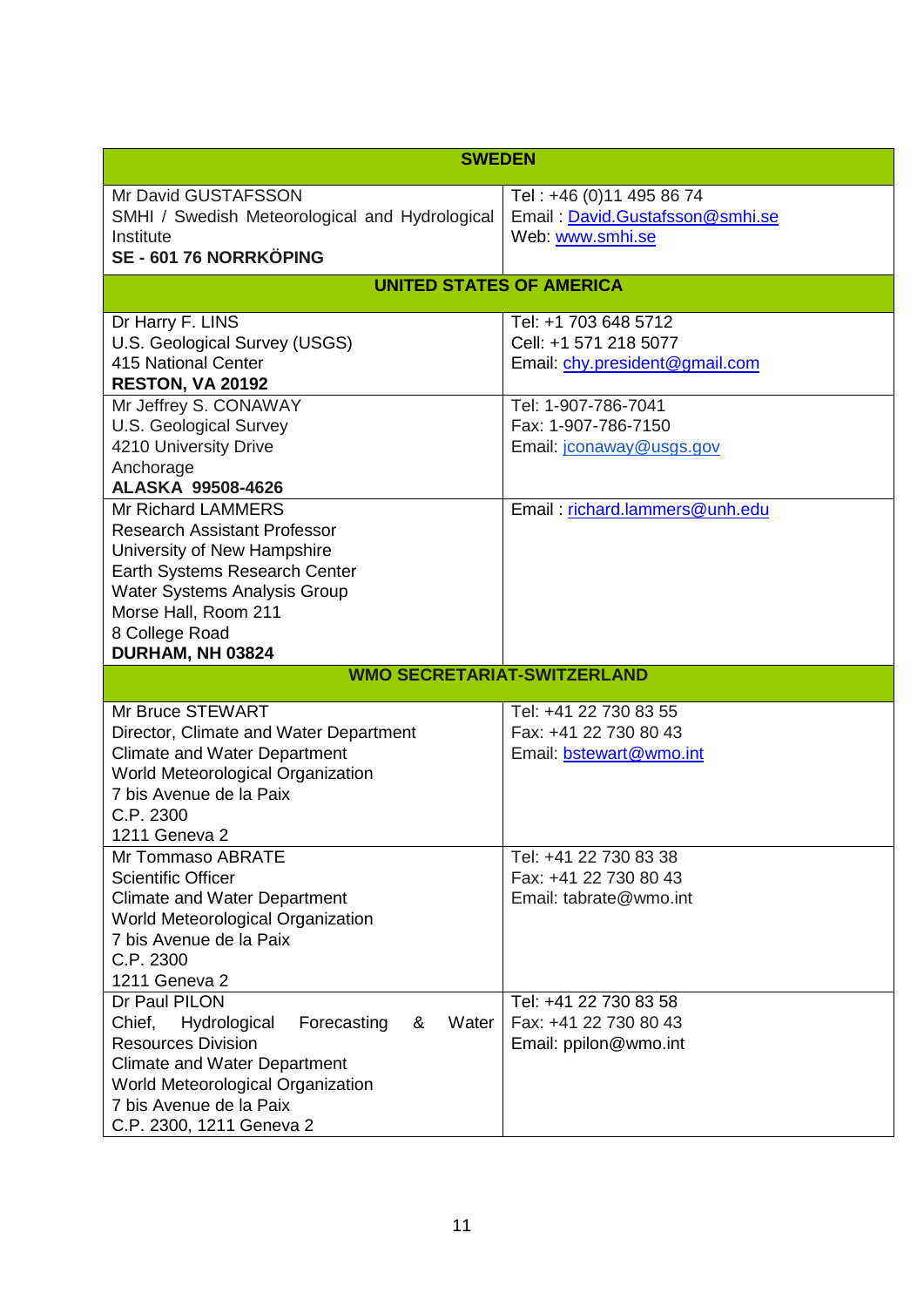| SWEDEN | |
|---|---|
| Mr David GUSTAFSSON<br>SMHI / Swedish Meteorological and Hydrological Institute<br>**SE - 601 76 NORRKÖPING** | Tel : +46 (0)11 495 86 74<br>Email : David.Gustafsson@smhi.se<br>Web: www.smhi.se |
| **UNITED STATES OF AMERICA** | |
| Dr Harry F. LINS<br>U.S. Geological Survey (USGS)<br>415 National Center<br>**RESTON, VA 20192** | Tel: +1 703 648 5712<br>Cell: +1 571 218 5077<br>Email: chy.president@gmail.com |
| Mr Jeffrey S. CONAWAY<br>U.S. Geological Survey<br>4210 University Drive<br>Anchorage<br>**ALASKA 99508-4626** | Tel: 1-907-786-7041<br>Fax: 1-907-786-7150<br>Email: jconaway@usgs.gov |
| Mr Richard LAMMERS<br>Research Assistant Professor<br>University of New Hampshire<br>Earth Systems Research Center<br>Water Systems Analysis Group<br>Morse Hall, Room 211<br>8 College Road<br>**DURHAM, NH 03824** | Email : richard.lammers@unh.edu |
| **WMO SECRETARIAT-SWITZERLAND** | |
| Mr Bruce STEWART<br>Director, Climate and Water Department<br>Climate and Water Department<br>World Meteorological Organization<br>7 bis Avenue de la Paix<br>C.P. 2300<br>1211 Geneva 2 | Tel: +41 22 730 83 55<br>Fax: +41 22 730 80 43<br>Email: bstewart@wmo.int |
| Mr Tommaso ABRATE<br>Scientific Officer<br>Climate and Water Department<br>World Meteorological Organization<br>7 bis Avenue de la Paix<br>C.P. 2300<br>1211 Geneva 2 | Tel: +41 22 730 83 38<br>Fax: +41 22 730 80 43<br>Email: tabrate@wmo.int |
| Dr Paul PILON<br>Chief, Hydrological Forecasting & Water Resources Division<br>Climate and Water Department<br>World Meteorological Organization<br>7 bis Avenue de la Paix<br>C.P. 2300, 1211 Geneva 2 | Tel: +41 22 730 83 58<br>Fax: +41 22 730 80 43<br>Email: ppilon@wmo.int |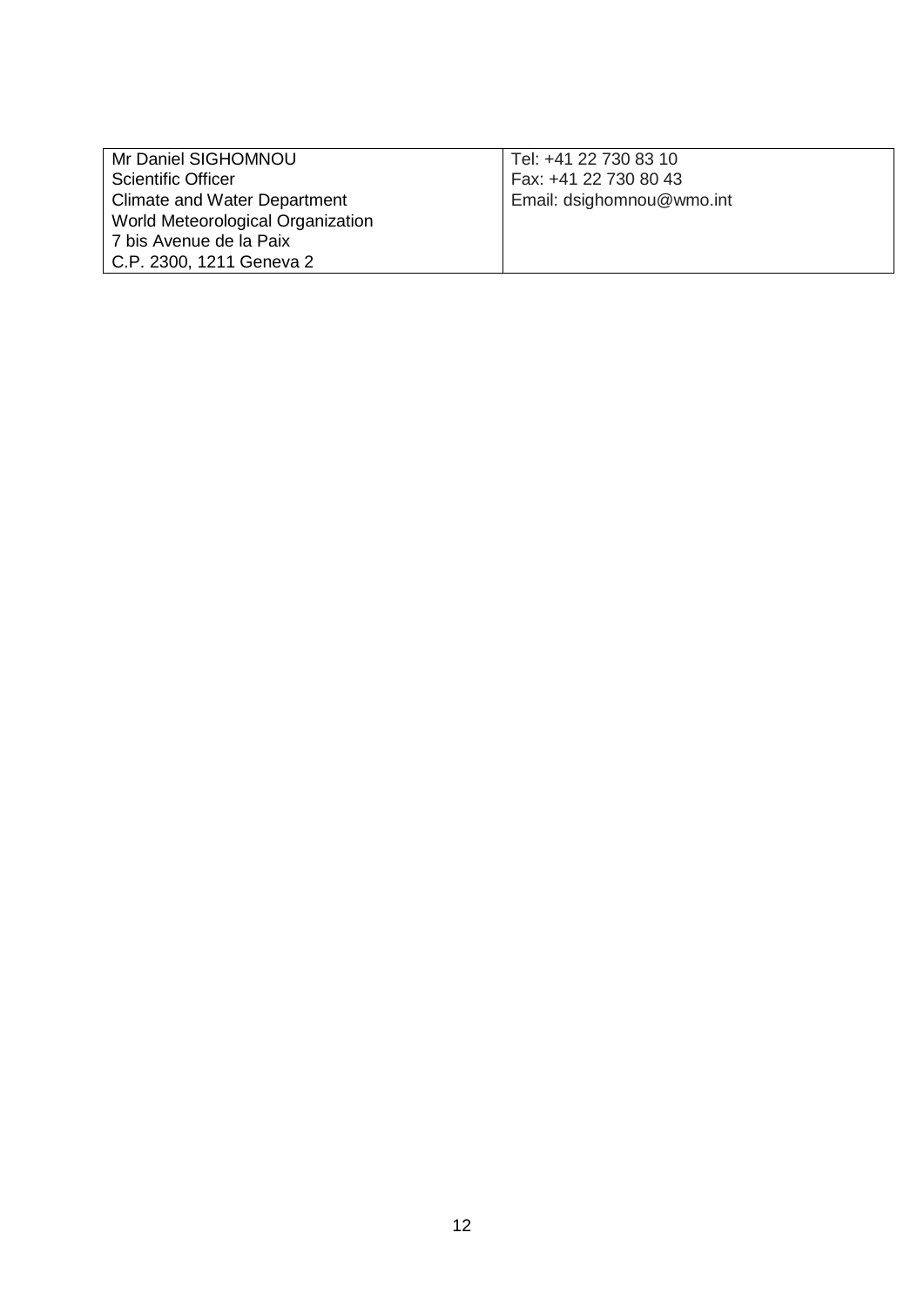| Mr Daniel SIGHOMNOU<br>Scientific Officer<br>Climate and Water Department<br>World Meteorological Organization<br>7 bis Avenue de la Paix<br>C.P. 2300, 1211 Geneva 2 | Tel: +41 22 730 83 10<br>Fax: +41 22 730 80 43<br>Email: dsighomnou@wmo.int |
|---|---|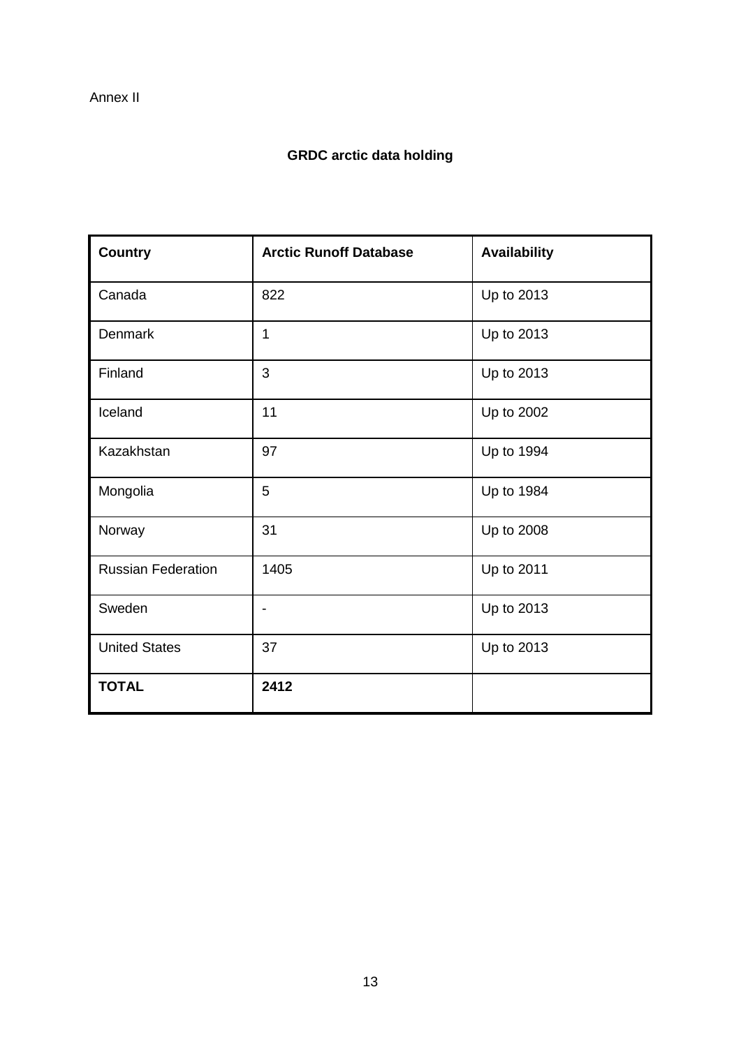Annex II

**GRDC arctic data holding**

| Country | Arctic Runoff Database | Availability |
| --- | --- | --- |
| Canada | 822 | Up to 2013 |
| Denmark | 1 | Up to 2013 |
| Finland | 3 | Up to 2013 |
| Iceland | 11 | Up to 2002 |
| Kazakhstan | 97 | Up to 1994 |
| Mongolia | 5 | Up to 1984 |
| Norway | 31 | Up to 2008 |
| Russian Federation | 1405 | Up to 2011 |
| Sweden | - | Up to 2013 |
| United States | 37 | Up to 2013 |
| **TOTAL** | **2412** | |